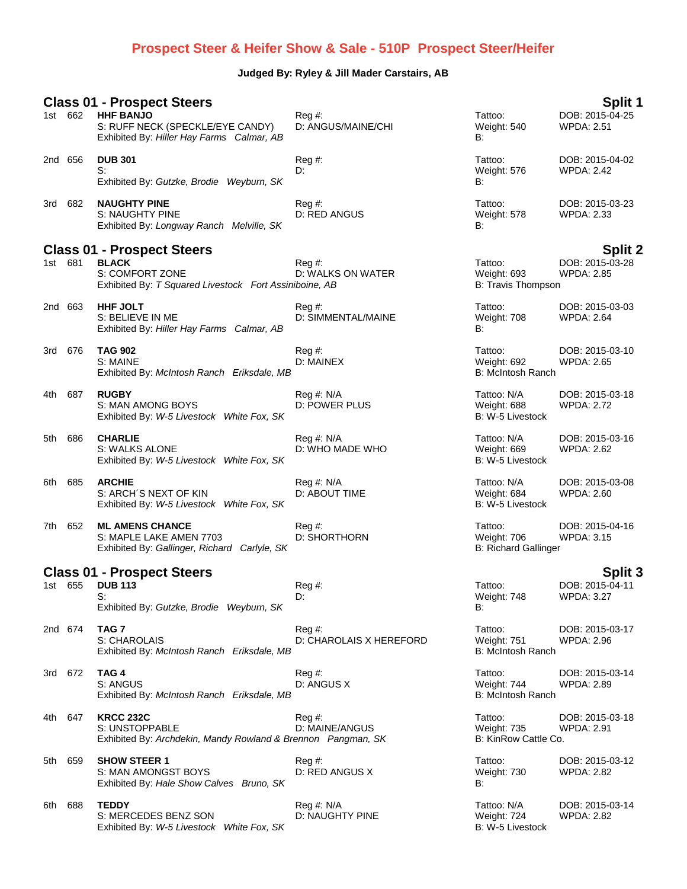# Prospect Steer & Heifer Show & Sale - 510P Prospect Steer/Heifer

**Judged By: Ryley & Jill Mader Carstairs, AB**

## Class 01 - Prospect Steers — Split 1

1st 662 **HHF BANJO**
S: RUFF NECK (SPECKLE/EYE CANDY) — Reg #: — D: ANGUS/MAINE/CHI
Exhibited By: *Hiller Hay Farms Calmar, AB*
Tattoo: — Weight: 540 — B: — DOB: 2015-04-25 — WPDA: 2.51

2nd 656 **DUB 301**
S: — Reg #: — D:
Exhibited By: *Gutzke, Brodie Weyburn, SK*
Tattoo: — Weight: 576 — B: — DOB: 2015-04-02 — WPDA: 2.42

3rd 682 **NAUGHTY PINE**
S: NAUGHTY PINE — Reg #: — D: RED ANGUS
Exhibited By: *Longway Ranch Melville, SK*
Tattoo: — Weight: 578 — B: — DOB: 2015-03-23 — WPDA: 2.33

## Class 01 - Prospect Steers — Split 2

1st 681 **BLACK**
S: COMFORT ZONE — Reg #: — D: WALKS ON WATER
Exhibited By: *T Squared Livestock Fort Assiniboine, AB*
Tattoo: — Weight: 693 — B: Travis Thompson — DOB: 2015-03-28 — WPDA: 2.85

2nd 663 **HHF JOLT**
S: BELIEVE IN ME — Reg #: — D: SIMMENTAL/MAINE
Exhibited By: *Hiller Hay Farms Calmar, AB*
Tattoo: — Weight: 708 — B: — DOB: 2015-03-03 — WPDA: 2.64

3rd 676 **TAG 902**
S: MAINE — Reg #: — D: MAINEX
Exhibited By: *McIntosh Ranch Eriksdale, MB*
Tattoo: — Weight: 692 — B: McIntosh Ranch — DOB: 2015-03-10 — WPDA: 2.65

4th 687 **RUGBY**
S: MAN AMONG BOYS — Reg #: N/A — D: POWER PLUS
Exhibited By: *W-5 Livestock White Fox, SK*
Tattoo: N/A — Weight: 688 — B: W-5 Livestock — DOB: 2015-03-18 — WPDA: 2.72

5th 686 **CHARLIE**
S: WALKS ALONE — Reg #: N/A — D: WHO MADE WHO
Exhibited By: *W-5 Livestock White Fox, SK*
Tattoo: N/A — Weight: 669 — B: W-5 Livestock — DOB: 2015-03-16 — WPDA: 2.62

6th 685 **ARCHIE**
S: ARCH´S NEXT OF KIN — Reg #: N/A — D: ABOUT TIME
Exhibited By: *W-5 Livestock White Fox, SK*
Tattoo: N/A — Weight: 684 — B: W-5 Livestock — DOB: 2015-03-08 — WPDA: 2.60

7th 652 **ML AMENS CHANCE**
S: MAPLE LAKE AMEN 7703 — Reg #: — D: SHORTHORN
Exhibited By: *Gallinger, Richard Carlyle, SK*
Tattoo: — Weight: 706 — B: Richard Gallinger — DOB: 2015-04-16 — WPDA: 3.15

## Class 01 - Prospect Steers — Split 3

1st 655 **DUB 113**
S: — Reg #: — D:
Exhibited By: *Gutzke, Brodie Weyburn, SK*
Tattoo: — Weight: 748 — B: — DOB: 2015-04-11 — WPDA: 3.27

2nd 674 **TAG 7**
S: CHAROLAIS — Reg #: — D: CHAROLAIS X HEREFORD
Exhibited By: *McIntosh Ranch Eriksdale, MB*
Tattoo: — Weight: 751 — B: McIntosh Ranch — DOB: 2015-03-17 — WPDA: 2.96

3rd 672 **TAG 4**
S: ANGUS — Reg #: — D: ANGUS X
Exhibited By: *McIntosh Ranch Eriksdale, MB*
Tattoo: — Weight: 744 — B: McIntosh Ranch — DOB: 2015-03-14 — WPDA: 2.89

4th 647 **KRCC 232C**
S: UNSTOPPABLE — Reg #: — D: MAINE/ANGUS
Exhibited By: *Archdekin, Mandy Rowland & Brennon Pangman, SK*
Tattoo: — Weight: 735 — B: KinRow Cattle Co. — DOB: 2015-03-18 — WPDA: 2.91

5th 659 **SHOW STEER 1**
S: MAN AMONGST BOYS — Reg #: — D: RED ANGUS X
Exhibited By: *Hale Show Calves Bruno, SK*
Tattoo: — Weight: 730 — B: — DOB: 2015-03-12 — WPDA: 2.82

6th 688 **TEDDY**
S: MERCEDES BENZ SON — Reg #: N/A — D: NAUGHTY PINE
Exhibited By: *W-5 Livestock White Fox, SK*
Tattoo: N/A — Weight: 724 — B: W-5 Livestock — DOB: 2015-03-14 — WPDA: 2.82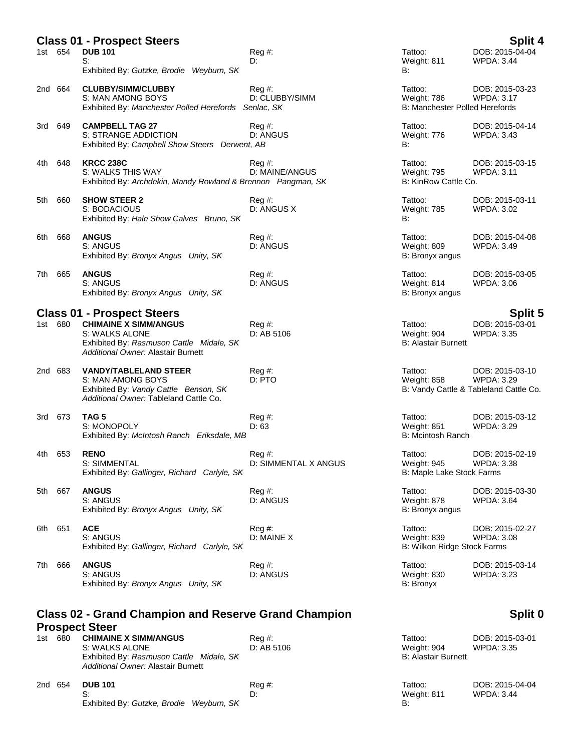## Class 01 - Prospect Steers — Split 4

1st 654 **DUB 101** — Reg #: — Tattoo: — DOB: 2015-04-04
S: — D: — Weight: 811 — WPDA: 3.44
Exhibited By: *Gutzke, Brodie Weyburn, SK* — B:

2nd 664 **CLUBBY/SIMM/CLUBBY** — Reg #: — Tattoo: — DOB: 2015-03-23
S: MAN AMONG BOYS — D: CLUBBY/SIMM — Weight: 786 — WPDA: 3.17
Exhibited By: *Manchester Polled Herefords Senlac, SK* — B: Manchester Polled Herefords

3rd 649 **CAMPBELL TAG 27** — Reg #: — Tattoo: — DOB: 2015-04-14
S: STRANGE ADDICTION — D: ANGUS — Weight: 776 — WPDA: 3.43
Exhibited By: *Campbell Show Steers Derwent, AB* — B:

4th 648 **KRCC 238C** — Reg #: — Tattoo: — DOB: 2015-03-15
S: WALKS THIS WAY — D: MAINE/ANGUS — Weight: 795 — WPDA: 3.11
Exhibited By: *Archdekin, Mandy Rowland & Brennon Pangman, SK* — B: KinRow Cattle Co.

5th 660 **SHOW STEER 2** — Reg #: — Tattoo: — DOB: 2015-03-11
S: BODACIOUS — D: ANGUS X — Weight: 785 — WPDA: 3.02
Exhibited By: *Hale Show Calves Bruno, SK* — B:

6th 668 **ANGUS** — Reg #: — Tattoo: — DOB: 2015-04-08
S: ANGUS — D: ANGUS — Weight: 809 — WPDA: 3.49
Exhibited By: *Bronyx Angus Unity, SK* — B: Bronyx angus

7th 665 **ANGUS** — Reg #: — Tattoo: — DOB: 2015-03-05
S: ANGUS — D: ANGUS — Weight: 814 — WPDA: 3.06
Exhibited By: *Bronyx Angus Unity, SK* — B: Bronyx angus

## Class 01 - Prospect Steers — Split 5

1st 680 **CHIMAINE X SIMM/ANGUS** — Reg #: — Tattoo: — DOB: 2015-03-01
S: WALKS ALONE — D: AB 5106 — Weight: 904 — WPDA: 3.35
Exhibited By: *Rasmuson Cattle Midale, SK* — B: Alastair Burnett
*Additional Owner:* Alastair Burnett

2nd 683 **VANDY/TABLELAND STEER** — Reg #: — Tattoo: — DOB: 2015-03-10
S: MAN AMONG BOYS — D: PTO — Weight: 858 — WPDA: 3.29
Exhibited By: *Vandy Cattle Benson, SK* — B: Vandy Cattle & Tableland Cattle Co.
*Additional Owner:* Tableland Cattle Co.

3rd 673 **TAG 5** — Reg #: — Tattoo: — DOB: 2015-03-12
S: MONOPOLY — D: 63 — Weight: 851 — WPDA: 3.29
Exhibited By: *McIntosh Ranch Eriksdale, MB* — B: Mcintosh Ranch

4th 653 **RENO** — Reg #: — Tattoo: — DOB: 2015-02-19
S: SIMMENTAL — D: SIMMENTAL X ANGUS — Weight: 945 — WPDA: 3.38
Exhibited By: *Gallinger, Richard Carlyle, SK* — B: Maple Lake Stock Farms

5th 667 **ANGUS** — Reg #: — Tattoo: — DOB: 2015-03-30
S: ANGUS — D: ANGUS — Weight: 878 — WPDA: 3.64
Exhibited By: *Bronyx Angus Unity, SK* — B: Bronyx angus

6th 651 **ACE** — Reg #: — Tattoo: — DOB: 2015-02-27
S: ANGUS — D: MAINE X — Weight: 839 — WPDA: 3.08
Exhibited By: *Gallinger, Richard Carlyle, SK* — B: Wilkon Ridge Stock Farms

7th 666 **ANGUS** — Reg #: — Tattoo: — DOB: 2015-03-14
S: ANGUS — D: ANGUS — Weight: 830 — WPDA: 3.23
Exhibited By: *Bronyx Angus Unity, SK* — B: Bronyx

## Class 02 - Grand Champion and Reserve Grand Champion Prospect Steer — Split 0

1st 680 **CHIMAINE X SIMM/ANGUS** — Reg #: — Tattoo: — DOB: 2015-03-01
S: WALKS ALONE — D: AB 5106 — Weight: 904 — WPDA: 3.35
Exhibited By: *Rasmuson Cattle Midale, SK* — B: Alastair Burnett
*Additional Owner:* Alastair Burnett

2nd 654 **DUB 101** — Reg #: — Tattoo: — DOB: 2015-04-04
S: — D: — Weight: 811 — WPDA: 3.44
Exhibited By: *Gutzke, Brodie Weyburn, SK* — B: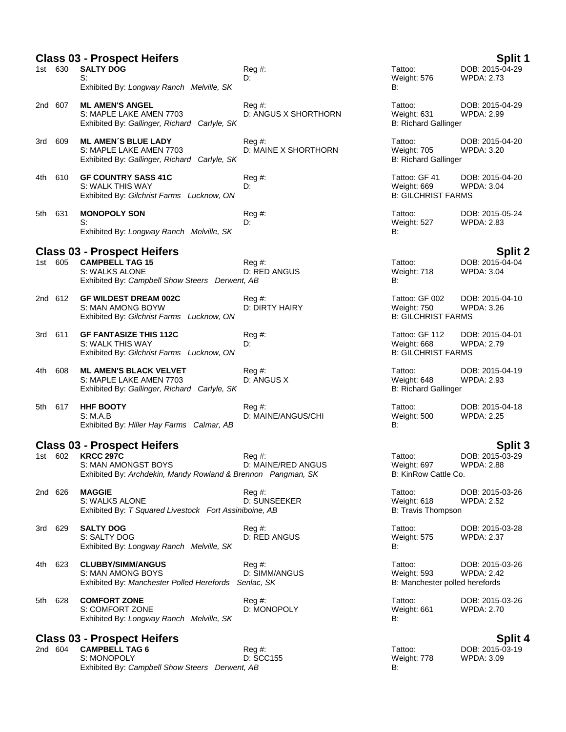## Class 03 - Prospect Heifers — Split 1

**1st 630 SALTY DOG** — Reg #: — Tattoo: — DOB: 2015-04-29
S: — D: — Weight: 576 — WPDA: 2.73
Exhibited By: *Longway Ranch Melville, SK* — B:

**2nd 607 ML AMEN'S ANGEL** — Reg #: — Tattoo: — DOB: 2015-04-29
S: MAPLE LAKE AMEN 7703 — D: ANGUS X SHORTHORN — Weight: 631 — WPDA: 2.99
Exhibited By: *Gallinger, Richard Carlyle, SK* — B: Richard Gallinger

**3rd 609 ML AMEN´S BLUE LADY** — Reg #: — Tattoo: — DOB: 2015-04-20
S: MAPLE LAKE AMEN 7703 — D: MAINE X SHORTHORN — Weight: 705 — WPDA: 3.20
Exhibited By: *Gallinger, Richard Carlyle, SK* — B: Richard Gallinger

**4th 610 GF COUNTRY SASS 41C** — Reg #: — Tattoo: GF 41 — DOB: 2015-04-20
S: WALK THIS WAY — D: — Weight: 669 — WPDA: 3.04
Exhibited By: *Gilchrist Farms Lucknow, ON* — B: GILCHRIST FARMS

**5th 631 MONOPOLY SON** — Reg #: — Tattoo: — DOB: 2015-05-24
S: — D: — Weight: 527 — WPDA: 2.83
Exhibited By: *Longway Ranch Melville, SK* — B:

## Class 03 - Prospect Heifers — Split 2

**1st 605 CAMPBELL TAG 15** — Reg #: — Tattoo: — DOB: 2015-04-04
S: WALKS ALONE — D: RED ANGUS — Weight: 718 — WPDA: 3.04
Exhibited By: *Campbell Show Steers Derwent, AB* — B:

**2nd 612 GF WILDEST DREAM 002C** — Reg #: — Tattoo: GF 002 — DOB: 2015-04-10
S: MAN AMONG BOYW — D: DIRTY HAIRY — Weight: 750 — WPDA: 3.26
Exhibited By: *Gilchrist Farms Lucknow, ON* — B: GILCHRIST FARMS

**3rd 611 GF FANTASIZE THIS 112C** — Reg #: — Tattoo: GF 112 — DOB: 2015-04-01
S: WALK THIS WAY — D: — Weight: 668 — WPDA: 2.79
Exhibited By: *Gilchrist Farms Lucknow, ON* — B: GILCHRIST FARMS

**4th 608 ML AMEN'S BLACK VELVET** — Reg #: — Tattoo: — DOB: 2015-04-19
S: MAPLE LAKE AMEN 7703 — D: ANGUS X — Weight: 648 — WPDA: 2.93
Exhibited By: *Gallinger, Richard Carlyle, SK* — B: Richard Gallinger

**5th 617 HHF BOOTY** — Reg #: — Tattoo: — DOB: 2015-04-18
S: M.A.B — D: MAINE/ANGUS/CHI — Weight: 500 — WPDA: 2.25
Exhibited By: *Hiller Hay Farms Calmar, AB* — B:

## Class 03 - Prospect Heifers — Split 3

**1st 602 KRCC 297C** — Reg #: — Tattoo: — DOB: 2015-03-29
S: MAN AMONGST BOYS — D: MAINE/RED ANGUS — Weight: 697 — WPDA: 2.88
Exhibited By: *Archdekin, Mandy Rowland & Brennon Pangman, SK* — B: KinRow Cattle Co.

**2nd 626 MAGGIE** — Reg #: — Tattoo: — DOB: 2015-03-26
S: WALKS ALONE — D: SUNSEEKER — Weight: 618 — WPDA: 2.52
Exhibited By: *T Squared Livestock Fort Assiniboine, AB* — B: Travis Thompson

**3rd 629 SALTY DOG** — Reg #: — Tattoo: — DOB: 2015-03-28
S: SALTY DOG — D: RED ANGUS — Weight: 575 — WPDA: 2.37
Exhibited By: *Longway Ranch Melville, SK* — B:

**4th 623 CLUBBY/SIMM/ANGUS** — Reg #: — Tattoo: — DOB: 2015-03-26
S: MAN AMONG BOYS — D: SIMM/ANGUS — Weight: 593 — WPDA: 2.42
Exhibited By: *Manchester Polled Herefords Senlac, SK* — B: Manchester polled herefords

**5th 628 COMFORT ZONE** — Reg #: — Tattoo: — DOB: 2015-03-26
S: COMFORT ZONE — D: MONOPOLY — Weight: 661 — WPDA: 2.70
Exhibited By: *Longway Ranch Melville, SK* — B:

## Class 03 - Prospect Heifers — Split 4

**2nd 604 CAMPBELL TAG 6** — Reg #: — Tattoo: — DOB: 2015-03-19
S: MONOPOLY — D: SCC155 — Weight: 778 — WPDA: 3.09
Exhibited By: *Campbell Show Steers Derwent, AB* — B: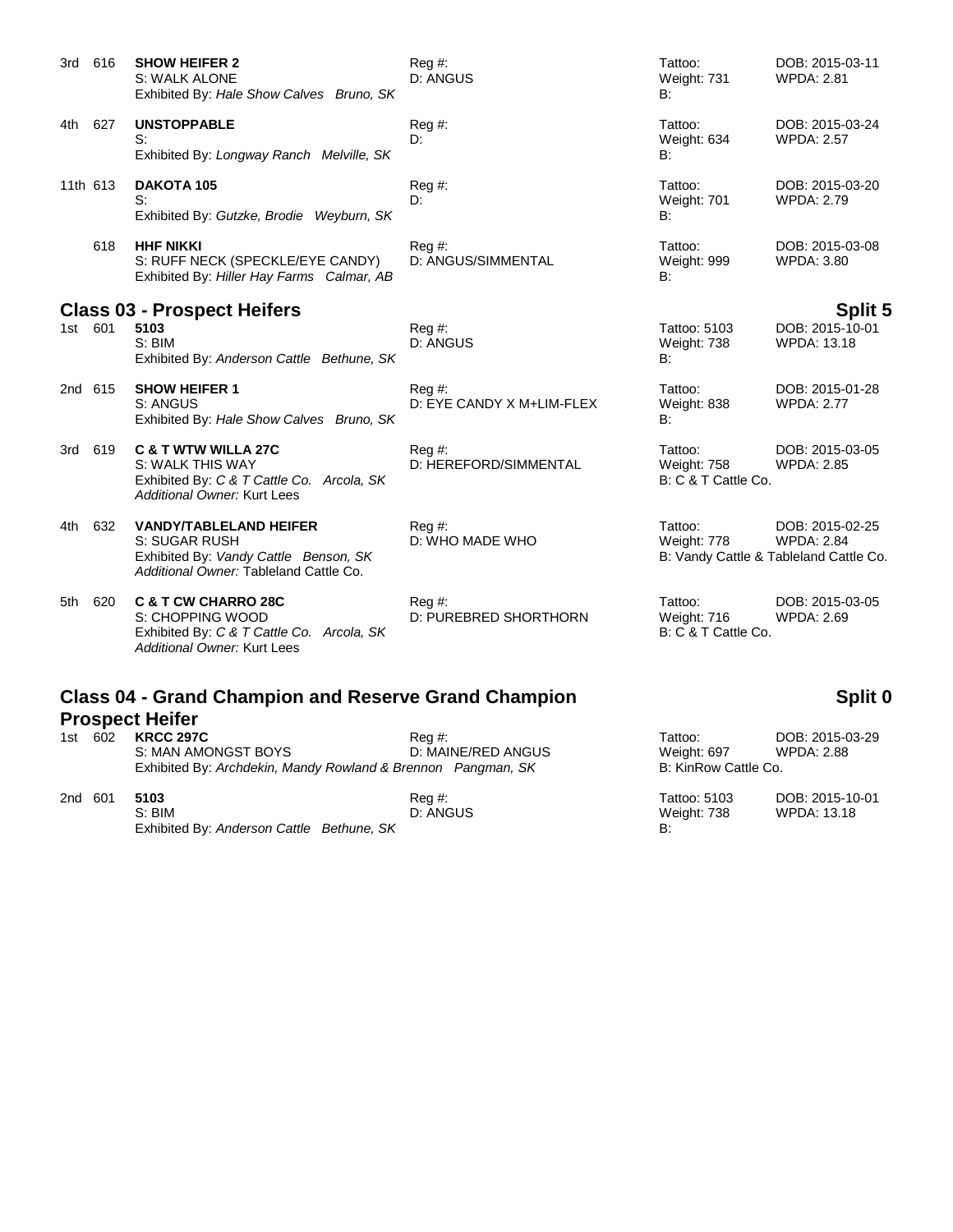| | | | | | |
|---|---|---|---|---|---|
| 3rd | 616 | **SHOW HEIFER 2**<br>S: WALK ALONE<br>Exhibited By: *Hale Show Calves Bruno, SK* | Reg #:<br>D: ANGUS | Tattoo:<br>Weight: 731<br>B: | DOB: 2015-03-11<br>WPDA: 2.81 |
| 4th | 627 | **UNSTOPPABLE**<br>S:<br>Exhibited By: *Longway Ranch Melville, SK* | Reg #:<br>D: | Tattoo:<br>Weight: 634<br>B: | DOB: 2015-03-24<br>WPDA: 2.57 |
| 11th | 613 | **DAKOTA 105**<br>S:<br>Exhibited By: *Gutzke, Brodie Weyburn, SK* | Reg #:<br>D: | Tattoo:<br>Weight: 701<br>B: | DOB: 2015-03-20<br>WPDA: 2.79 |
| | 618 | **HHF NIKKI**<br>S: RUFF NECK (SPECKLE/EYE CANDY)<br>Exhibited By: *Hiller Hay Farms Calmar, AB* | Reg #:<br>D: ANGUS/SIMMENTAL | Tattoo:<br>Weight: 999<br>B: | DOB: 2015-03-08<br>WPDA: 3.80 |

## Class 03 - Prospect Heifers

**Split 5**

| | | | | | |
|---|---|---|---|---|---|
| 1st | 601 | **5103**<br>S: BIM<br>Exhibited By: *Anderson Cattle Bethune, SK* | Reg #:<br>D: ANGUS | Tattoo: 5103<br>Weight: 738<br>B: | DOB: 2015-10-01<br>WPDA: 13.18 |
| 2nd | 615 | **SHOW HEIFER 1**<br>S: ANGUS<br>Exhibited By: *Hale Show Calves Bruno, SK* | Reg #:<br>D: EYE CANDY X M+LIM-FLEX | Tattoo:<br>Weight: 838<br>B: | DOB: 2015-01-28<br>WPDA: 2.77 |
| 3rd | 619 | **C & T WTW WILLA 27C**<br>S: WALK THIS WAY<br>Exhibited By: *C & T Cattle Co. Arcola, SK*<br>*Additional Owner:* Kurt Lees | Reg #:<br>D: HEREFORD/SIMMENTAL | Tattoo:<br>Weight: 758<br>B: C & T Cattle Co. | DOB: 2015-03-05<br>WPDA: 2.85 |
| 4th | 632 | **VANDY/TABLELAND HEIFER**<br>S: SUGAR RUSH<br>Exhibited By: *Vandy Cattle Benson, SK*<br>*Additional Owner:* Tableland Cattle Co. | Reg #:<br>D: WHO MADE WHO | Tattoo:<br>Weight: 778<br>B: Vandy Cattle & Tableland Cattle Co. | DOB: 2015-02-25<br>WPDA: 2.84 |
| 5th | 620 | **C & T CW CHARRO 28C**<br>S: CHOPPING WOOD<br>Exhibited By: *C & T Cattle Co. Arcola, SK*<br>*Additional Owner:* Kurt Lees | Reg #:<br>D: PUREBRED SHORTHORN | Tattoo:<br>Weight: 716<br>B: C & T Cattle Co. | DOB: 2015-03-05<br>WPDA: 2.69 |

## Class 04 - Grand Champion and Reserve Grand Champion Prospect Heifer

**Split 0**

| | | | | | |
|---|---|---|---|---|---|
| 1st | 602 | **KRCC 297C**<br>S: MAN AMONGST BOYS<br>Exhibited By: *Archdekin, Mandy Rowland & Brennon Pangman, SK* | Reg #:<br>D: MAINE/RED ANGUS | Tattoo:<br>Weight: 697<br>B: KinRow Cattle Co. | DOB: 2015-03-29<br>WPDA: 2.88 |
| 2nd | 601 | **5103**<br>S: BIM<br>Exhibited By: *Anderson Cattle Bethune, SK* | Reg #:<br>D: ANGUS | Tattoo: 5103<br>Weight: 738<br>B: | DOB: 2015-10-01<br>WPDA: 13.18 |